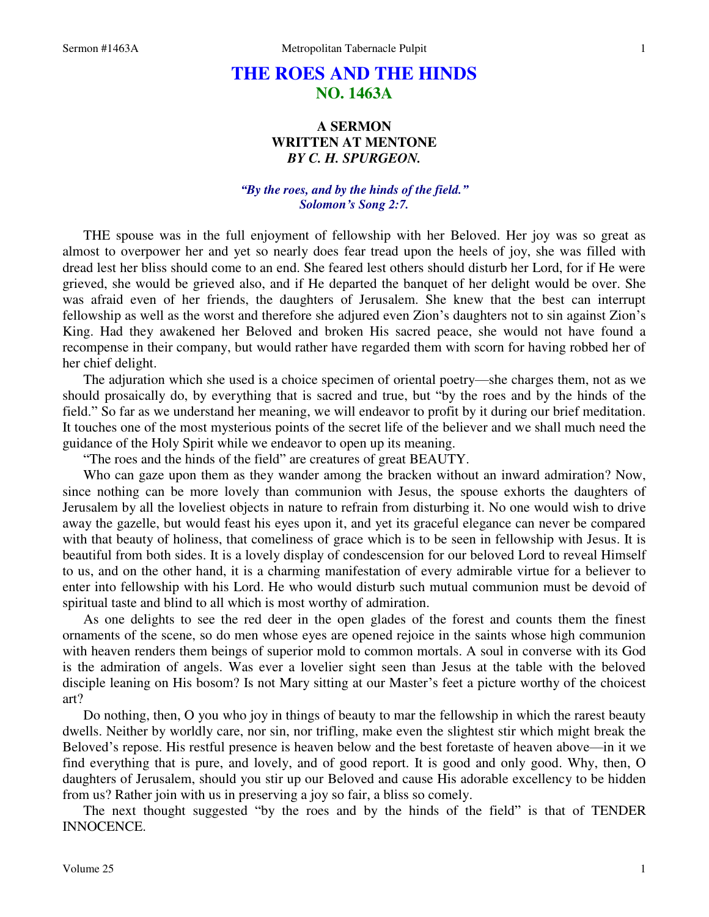# THE ROES AND THE HINDS
## NO. 1463A

### A SERMON
### WRITTEN AT MENTONE
### *BY C. H. SPURGEON.*

***"By the roes, and by the hinds of the field."***
***Solomon's Song 2:7.***

THE spouse was in the full enjoyment of fellowship with her Beloved. Her joy was so great as almost to overpower her and yet so nearly does fear tread upon the heels of joy, she was filled with dread lest her bliss should come to an end. She feared lest others should disturb her Lord, for if He were grieved, she would be grieved also, and if He departed the banquet of her delight would be over. She was afraid even of her friends, the daughters of Jerusalem. She knew that the best can interrupt fellowship as well as the worst and therefore she adjured even Zion's daughters not to sin against Zion's King. Had they awakened her Beloved and broken His sacred peace, she would not have found a recompense in their company, but would rather have regarded them with scorn for having robbed her of her chief delight.

The adjuration which she used is a choice specimen of oriental poetry—she charges them, not as we should prosaically do, by everything that is sacred and true, but "by the roes and by the hinds of the field." So far as we understand her meaning, we will endeavor to profit by it during our brief meditation. It touches one of the most mysterious points of the secret life of the believer and we shall much need the guidance of the Holy Spirit while we endeavor to open up its meaning.

"The roes and the hinds of the field" are creatures of great BEAUTY.

Who can gaze upon them as they wander among the bracken without an inward admiration? Now, since nothing can be more lovely than communion with Jesus, the spouse exhorts the daughters of Jerusalem by all the loveliest objects in nature to refrain from disturbing it. No one would wish to drive away the gazelle, but would feast his eyes upon it, and yet its graceful elegance can never be compared with that beauty of holiness, that comeliness of grace which is to be seen in fellowship with Jesus. It is beautiful from both sides. It is a lovely display of condescension for our beloved Lord to reveal Himself to us, and on the other hand, it is a charming manifestation of every admirable virtue for a believer to enter into fellowship with his Lord. He who would disturb such mutual communion must be devoid of spiritual taste and blind to all which is most worthy of admiration.

As one delights to see the red deer in the open glades of the forest and counts them the finest ornaments of the scene, so do men whose eyes are opened rejoice in the saints whose high communion with heaven renders them beings of superior mold to common mortals. A soul in converse with its God is the admiration of angels. Was ever a lovelier sight seen than Jesus at the table with the beloved disciple leaning on His bosom? Is not Mary sitting at our Master's feet a picture worthy of the choicest art?

Do nothing, then, O you who joy in things of beauty to mar the fellowship in which the rarest beauty dwells. Neither by worldly care, nor sin, nor trifling, make even the slightest stir which might break the Beloved's repose. His restful presence is heaven below and the best foretaste of heaven above—in it we find everything that is pure, and lovely, and of good report. It is good and only good. Why, then, O daughters of Jerusalem, should you stir up our Beloved and cause His adorable excellency to be hidden from us? Rather join with us in preserving a joy so fair, a bliss so comely.

The next thought suggested "by the roes and by the hinds of the field" is that of TENDER INNOCENCE.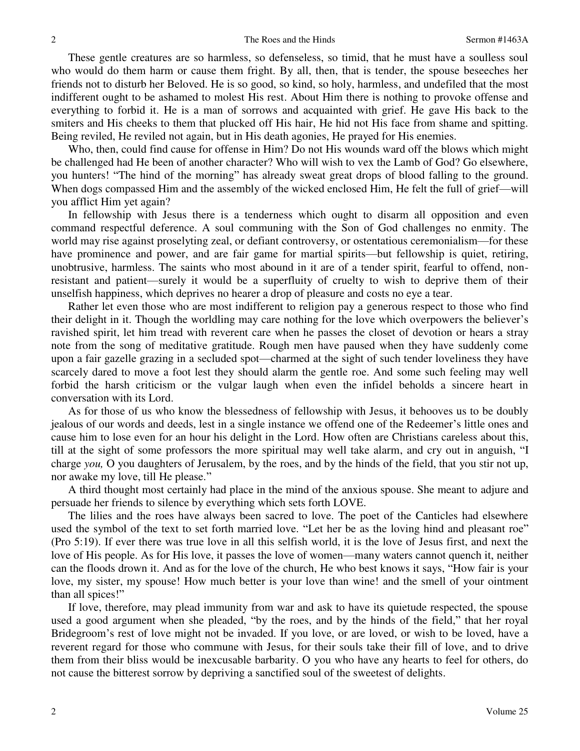These gentle creatures are so harmless, so defenseless, so timid, that he must have a soulless soul who would do them harm or cause them fright. By all, then, that is tender, the spouse beseeches her friends not to disturb her Beloved. He is so good, so kind, so holy, harmless, and undefiled that the most indifferent ought to be ashamed to molest His rest. About Him there is nothing to provoke offense and everything to forbid it. He is a man of sorrows and acquainted with grief. He gave His back to the smiters and His cheeks to them that plucked off His hair, He hid not His face from shame and spitting. Being reviled, He reviled not again, but in His death agonies, He prayed for His enemies.

Who, then, could find cause for offense in Him? Do not His wounds ward off the blows which might be challenged had He been of another character? Who will wish to vex the Lamb of God? Go elsewhere, you hunters! "The hind of the morning" has already sweat great drops of blood falling to the ground. When dogs compassed Him and the assembly of the wicked enclosed Him, He felt the full of grief—will you afflict Him yet again?

In fellowship with Jesus there is a tenderness which ought to disarm all opposition and even command respectful deference. A soul communing with the Son of God challenges no enmity. The world may rise against proselyting zeal, or defiant controversy, or ostentatious ceremonialism—for these have prominence and power, and are fair game for martial spirits—but fellowship is quiet, retiring, unobtrusive, harmless. The saints who most abound in it are of a tender spirit, fearful to offend, non-resistant and patient—surely it would be a superfluity of cruelty to wish to deprive them of their unselfish happiness, which deprives no hearer a drop of pleasure and costs no eye a tear.

Rather let even those who are most indifferent to religion pay a generous respect to those who find their delight in it. Though the worldling may care nothing for the love which overpowers the believer's ravished spirit, let him tread with reverent care when he passes the closet of devotion or hears a stray note from the song of meditative gratitude. Rough men have paused when they have suddenly come upon a fair gazelle grazing in a secluded spot—charmed at the sight of such tender loveliness they have scarcely dared to move a foot lest they should alarm the gentle roe. And some such feeling may well forbid the harsh criticism or the vulgar laugh when even the infidel beholds a sincere heart in conversation with its Lord.

As for those of us who know the blessedness of fellowship with Jesus, it behooves us to be doubly jealous of our words and deeds, lest in a single instance we offend one of the Redeemer's little ones and cause him to lose even for an hour his delight in the Lord. How often are Christians careless about this, till at the sight of some professors the more spiritual may well take alarm, and cry out in anguish, "I charge *you,* O you daughters of Jerusalem, by the roes, and by the hinds of the field, that you stir not up, nor awake my love, till He please."

A third thought most certainly had place in the mind of the anxious spouse. She meant to adjure and persuade her friends to silence by everything which sets forth LOVE.

The lilies and the roes have always been sacred to love. The poet of the Canticles had elsewhere used the symbol of the text to set forth married love. "Let her be as the loving hind and pleasant roe" (Pro 5:19). If ever there was true love in all this selfish world, it is the love of Jesus first, and next the love of His people. As for His love, it passes the love of women—many waters cannot quench it, neither can the floods drown it. And as for the love of the church, He who best knows it says, "How fair is your love, my sister, my spouse! How much better is your love than wine! and the smell of your ointment than all spices!"

If love, therefore, may plead immunity from war and ask to have its quietude respected, the spouse used a good argument when she pleaded, "by the roes, and by the hinds of the field," that her royal Bridegroom's rest of love might not be invaded. If you love, or are loved, or wish to be loved, have a reverent regard for those who commune with Jesus, for their souls take their fill of love, and to drive them from their bliss would be inexcusable barbarity. O you who have any hearts to feel for others, do not cause the bitterest sorrow by depriving a sanctified soul of the sweetest of delights.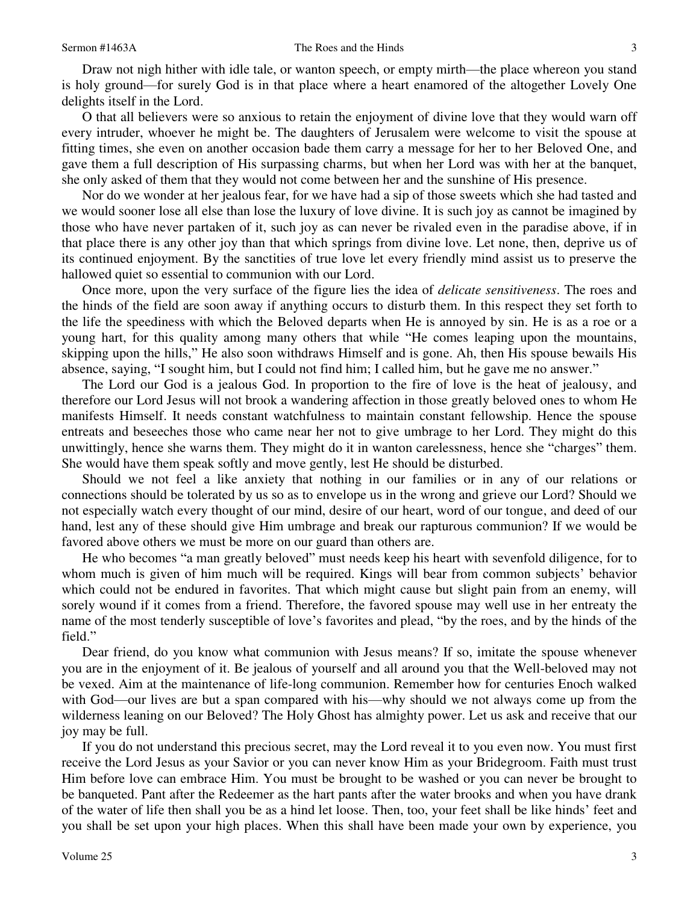Draw not nigh hither with idle tale, or wanton speech, or empty mirth—the place whereon you stand is holy ground—for surely God is in that place where a heart enamored of the altogether Lovely One delights itself in the Lord.

O that all believers were so anxious to retain the enjoyment of divine love that they would warn off every intruder, whoever he might be. The daughters of Jerusalem were welcome to visit the spouse at fitting times, she even on another occasion bade them carry a message for her to her Beloved One, and gave them a full description of His surpassing charms, but when her Lord was with her at the banquet, she only asked of them that they would not come between her and the sunshine of His presence.

Nor do we wonder at her jealous fear, for we have had a sip of those sweets which she had tasted and we would sooner lose all else than lose the luxury of love divine. It is such joy as cannot be imagined by those who have never partaken of it, such joy as can never be rivaled even in the paradise above, if in that place there is any other joy than that which springs from divine love. Let none, then, deprive us of its continued enjoyment. By the sanctities of true love let every friendly mind assist us to preserve the hallowed quiet so essential to communion with our Lord.

Once more, upon the very surface of the figure lies the idea of *delicate sensitiveness*. The roes and the hinds of the field are soon away if anything occurs to disturb them. In this respect they set forth to the life the speediness with which the Beloved departs when He is annoyed by sin. He is as a roe or a young hart, for this quality among many others that while "He comes leaping upon the mountains, skipping upon the hills," He also soon withdraws Himself and is gone. Ah, then His spouse bewails His absence, saying, "I sought him, but I could not find him; I called him, but he gave me no answer."

The Lord our God is a jealous God. In proportion to the fire of love is the heat of jealousy, and therefore our Lord Jesus will not brook a wandering affection in those greatly beloved ones to whom He manifests Himself. It needs constant watchfulness to maintain constant fellowship. Hence the spouse entreats and beseeches those who came near her not to give umbrage to her Lord. They might do this unwittingly, hence she warns them. They might do it in wanton carelessness, hence she "charges" them. She would have them speak softly and move gently, lest He should be disturbed.

Should we not feel a like anxiety that nothing in our families or in any of our relations or connections should be tolerated by us so as to envelope us in the wrong and grieve our Lord? Should we not especially watch every thought of our mind, desire of our heart, word of our tongue, and deed of our hand, lest any of these should give Him umbrage and break our rapturous communion? If we would be favored above others we must be more on our guard than others are.

He who becomes "a man greatly beloved" must needs keep his heart with sevenfold diligence, for to whom much is given of him much will be required. Kings will bear from common subjects' behavior which could not be endured in favorites. That which might cause but slight pain from an enemy, will sorely wound if it comes from a friend. Therefore, the favored spouse may well use in her entreaty the name of the most tenderly susceptible of love's favorites and plead, "by the roes, and by the hinds of the field."

Dear friend, do you know what communion with Jesus means? If so, imitate the spouse whenever you are in the enjoyment of it. Be jealous of yourself and all around you that the Well-beloved may not be vexed. Aim at the maintenance of life-long communion. Remember how for centuries Enoch walked with God—our lives are but a span compared with his—why should we not always come up from the wilderness leaning on our Beloved? The Holy Ghost has almighty power. Let us ask and receive that our joy may be full.

If you do not understand this precious secret, may the Lord reveal it to you even now. You must first receive the Lord Jesus as your Savior or you can never know Him as your Bridegroom. Faith must trust Him before love can embrace Him. You must be brought to be washed or you can never be brought to be banqueted. Pant after the Redeemer as the hart pants after the water brooks and when you have drank of the water of life then shall you be as a hind let loose. Then, too, your feet shall be like hinds' feet and you shall be set upon your high places. When this shall have been made your own by experience, you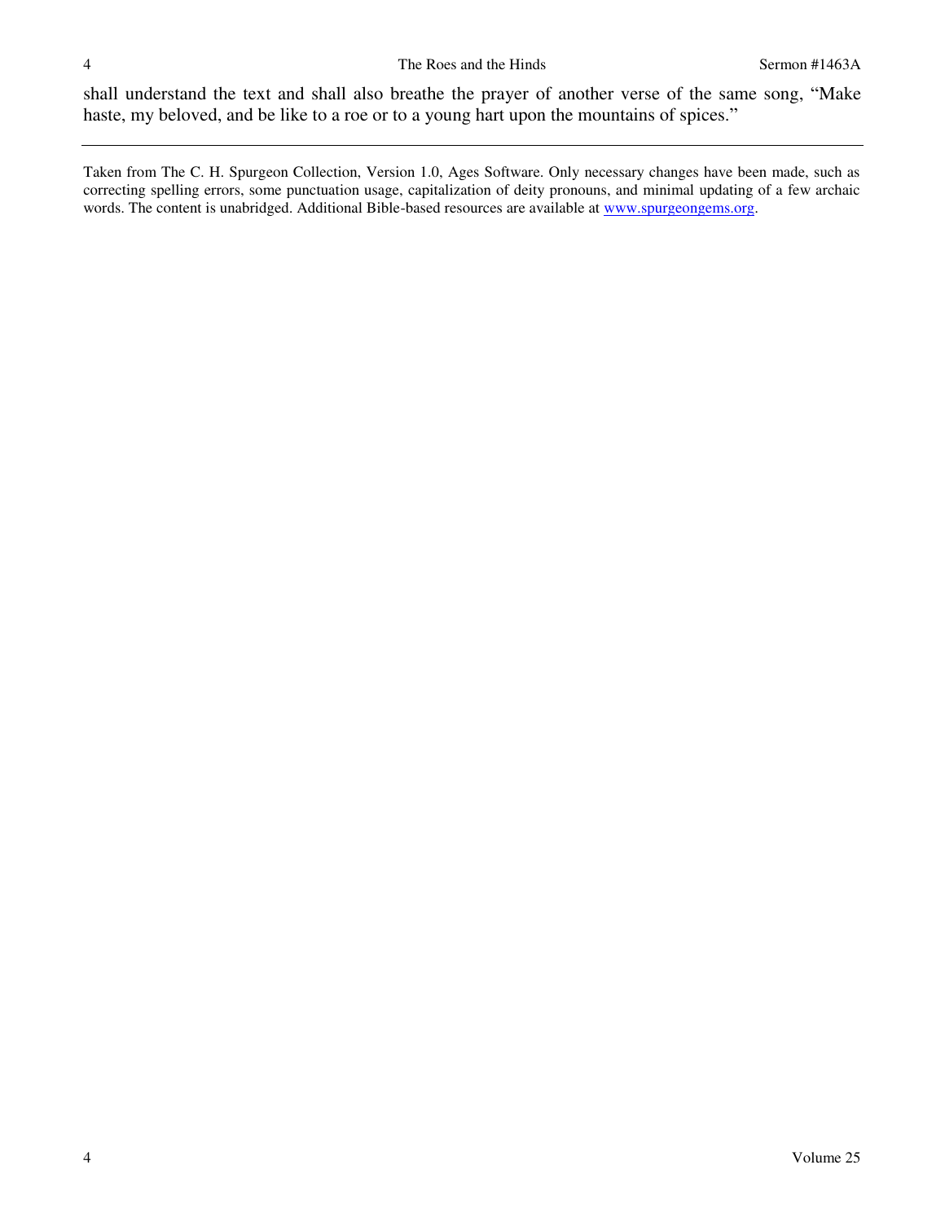shall understand the text and shall also breathe the prayer of another verse of the same song, "Make haste, my beloved, and be like to a roe or to a young hart upon the mountains of spices."

---

Taken from The C. H. Spurgeon Collection, Version 1.0, Ages Software. Only necessary changes have been made, such as correcting spelling errors, some punctuation usage, capitalization of deity pronouns, and minimal updating of a few archaic words. The content is unabridged. Additional Bible-based resources are available at www.spurgeongems.org.